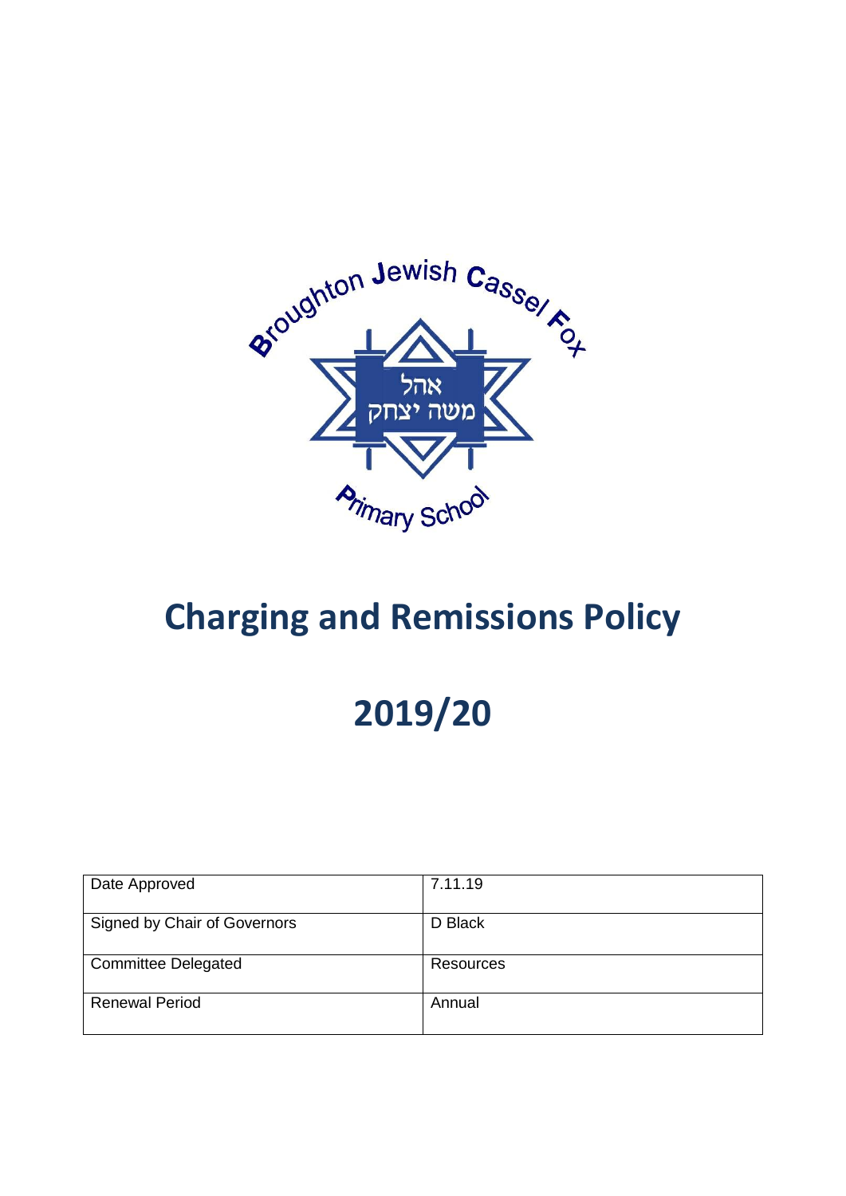# Charging and Remissions Policy

# 2019/20

| Date Approved | 7.11.19 |
| --- | --- |
| Signed by Chair of Governors | D Black |
| Committee Delegated | Resources |
| Renewal Period | Annual |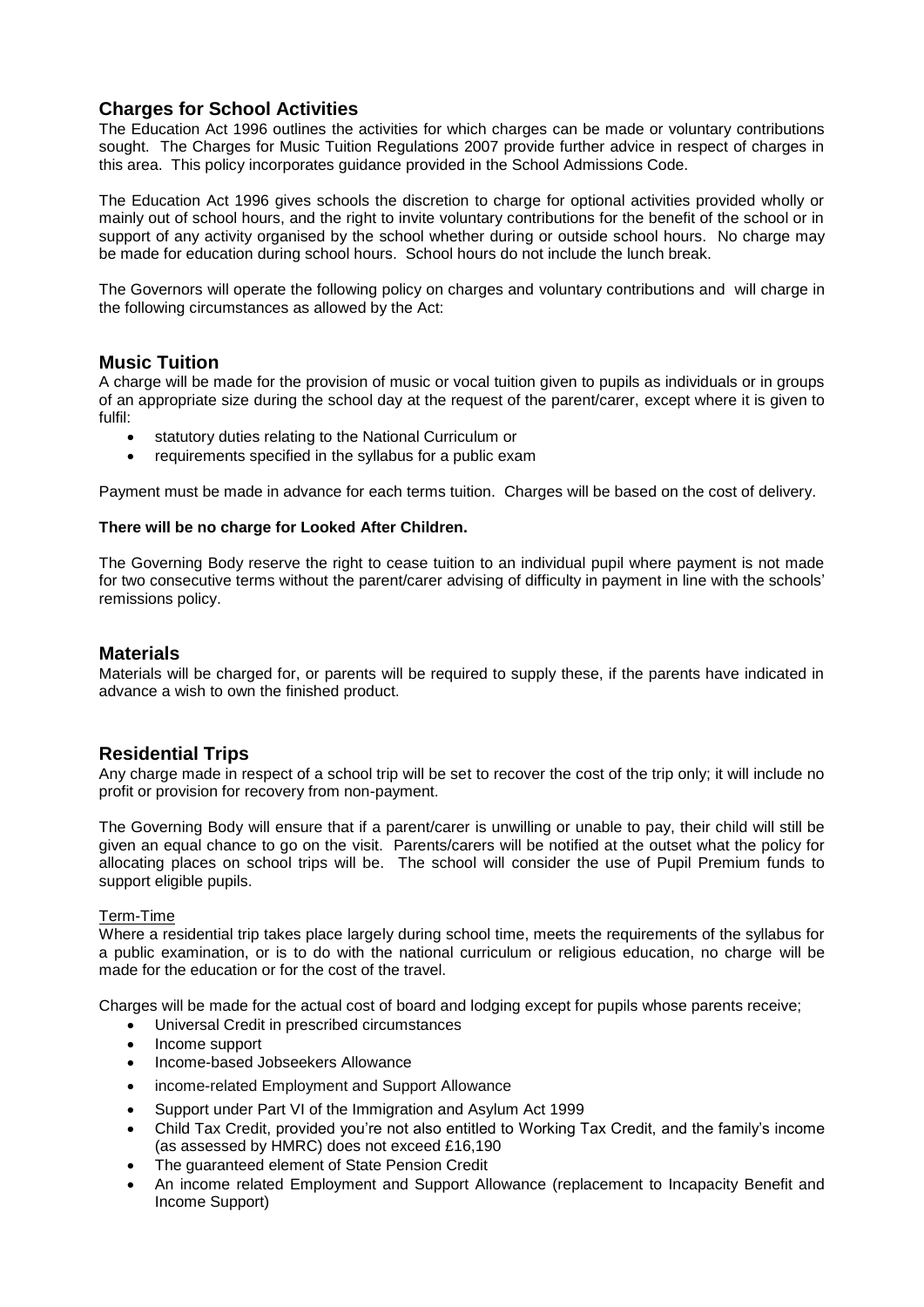## Charges for School Activities

The Education Act 1996 outlines the activities for which charges can be made or voluntary contributions sought. The Charges for Music Tuition Regulations 2007 provide further advice in respect of charges in this area. This policy incorporates guidance provided in the School Admissions Code.

The Education Act 1996 gives schools the discretion to charge for optional activities provided wholly or mainly out of school hours, and the right to invite voluntary contributions for the benefit of the school or in support of any activity organised by the school whether during or outside school hours. No charge may be made for education during school hours. School hours do not include the lunch break.

The Governors will operate the following policy on charges and voluntary contributions and will charge in the following circumstances as allowed by the Act:

## Music Tuition

A charge will be made for the provision of music or vocal tuition given to pupils as individuals or in groups of an appropriate size during the school day at the request of the parent/carer, except where it is given to fulfil:

- statutory duties relating to the National Curriculum or
- requirements specified in the syllabus for a public exam

Payment must be made in advance for each terms tuition. Charges will be based on the cost of delivery.

**There will be no charge for Looked After Children.**

The Governing Body reserve the right to cease tuition to an individual pupil where payment is not made for two consecutive terms without the parent/carer advising of difficulty in payment in line with the schools' remissions policy.

## Materials

Materials will be charged for, or parents will be required to supply these, if the parents have indicated in advance a wish to own the finished product.

## Residential Trips

Any charge made in respect of a school trip will be set to recover the cost of the trip only; it will include no profit or provision for recovery from non-payment.

The Governing Body will ensure that if a parent/carer is unwilling or unable to pay, their child will still be given an equal chance to go on the visit. Parents/carers will be notified at the outset what the policy for allocating places on school trips will be. The school will consider the use of Pupil Premium funds to support eligible pupils.

Term-Time

Where a residential trip takes place largely during school time, meets the requirements of the syllabus for a public examination, or is to do with the national curriculum or religious education, no charge will be made for the education or for the cost of the travel.

Charges will be made for the actual cost of board and lodging except for pupils whose parents receive;

- Universal Credit in prescribed circumstances
- Income support
- Income-based Jobseekers Allowance
- income-related Employment and Support Allowance
- Support under Part VI of the Immigration and Asylum Act 1999
- Child Tax Credit, provided you're not also entitled to Working Tax Credit, and the family's income (as assessed by HMRC) does not exceed £16,190
- The guaranteed element of State Pension Credit
- An income related Employment and Support Allowance (replacement to Incapacity Benefit and Income Support)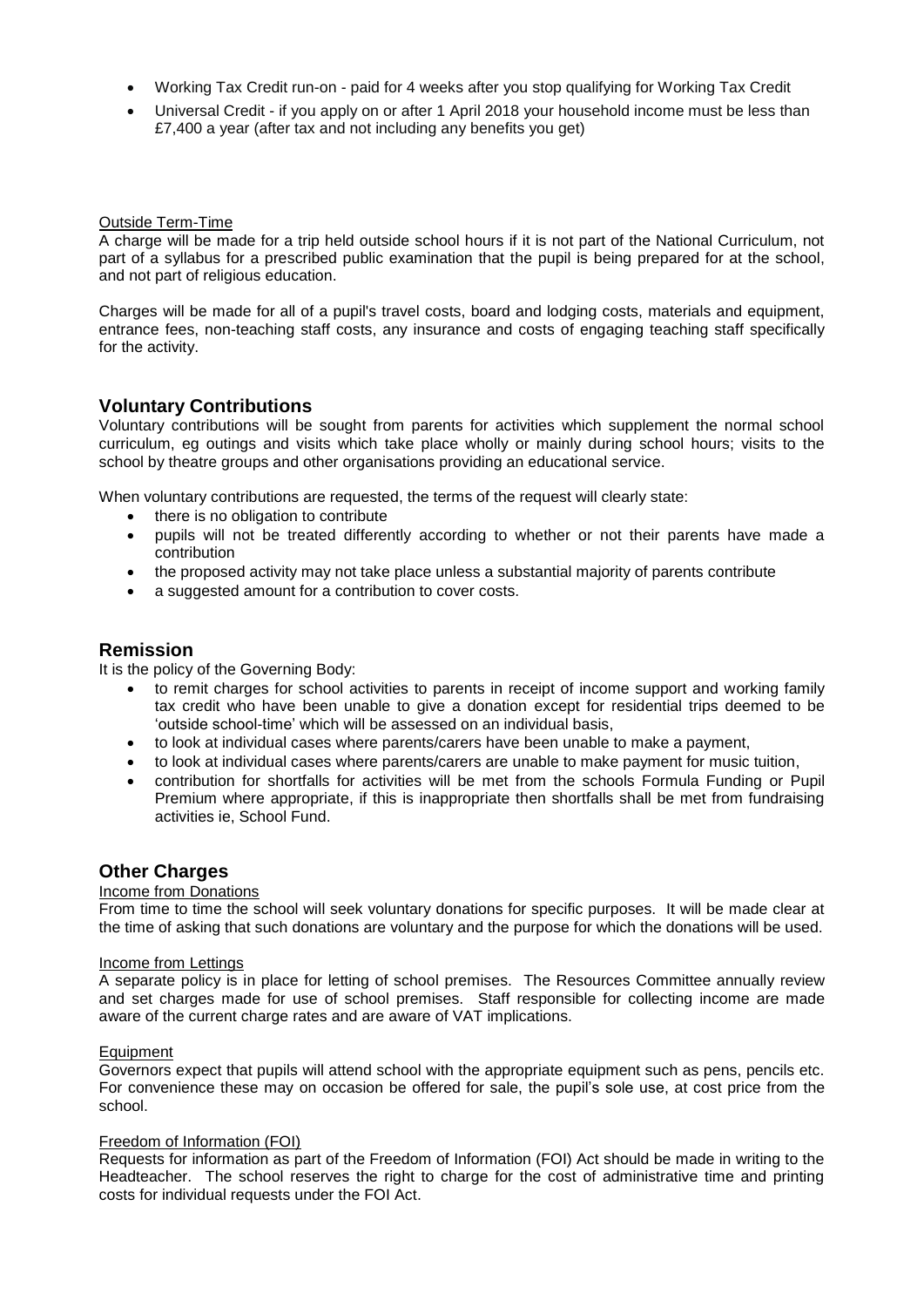- Working Tax Credit run-on - paid for 4 weeks after you stop qualifying for Working Tax Credit
- Universal Credit - if you apply on or after 1 April 2018 your household income must be less than £7,400 a year (after tax and not including any benefits you get)

Outside Term-Time

A charge will be made for a trip held outside school hours if it is not part of the National Curriculum, not part of a syllabus for a prescribed public examination that the pupil is being prepared for at the school, and not part of religious education.

Charges will be made for all of a pupil's travel costs, board and lodging costs, materials and equipment, entrance fees, non-teaching staff costs, any insurance and costs of engaging teaching staff specifically for the activity.

## Voluntary Contributions

Voluntary contributions will be sought from parents for activities which supplement the normal school curriculum, eg outings and visits which take place wholly or mainly during school hours; visits to the school by theatre groups and other organisations providing an educational service.

When voluntary contributions are requested, the terms of the request will clearly state:

- there is no obligation to contribute
- pupils will not be treated differently according to whether or not their parents have made a contribution
- the proposed activity may not take place unless a substantial majority of parents contribute
- a suggested amount for a contribution to cover costs.

## Remission

It is the policy of the Governing Body:

- to remit charges for school activities to parents in receipt of income support and working family tax credit who have been unable to give a donation except for residential trips deemed to be 'outside school-time' which will be assessed on an individual basis,
- to look at individual cases where parents/carers have been unable to make a payment,
- to look at individual cases where parents/carers are unable to make payment for music tuition,
- contribution for shortfalls for activities will be met from the schools Formula Funding or Pupil Premium where appropriate, if this is inappropriate then shortfalls shall be met from fundraising activities ie, School Fund.

## Other Charges

Income from Donations

From time to time the school will seek voluntary donations for specific purposes. It will be made clear at the time of asking that such donations are voluntary and the purpose for which the donations will be used.

Income from Lettings

A separate policy is in place for letting of school premises. The Resources Committee annually review and set charges made for use of school premises. Staff responsible for collecting income are made aware of the current charge rates and are aware of VAT implications.

Equipment

Governors expect that pupils will attend school with the appropriate equipment such as pens, pencils etc. For convenience these may on occasion be offered for sale, the pupil's sole use, at cost price from the school.

Freedom of Information (FOI)

Requests for information as part of the Freedom of Information (FOI) Act should be made in writing to the Headteacher. The school reserves the right to charge for the cost of administrative time and printing costs for individual requests under the FOI Act.